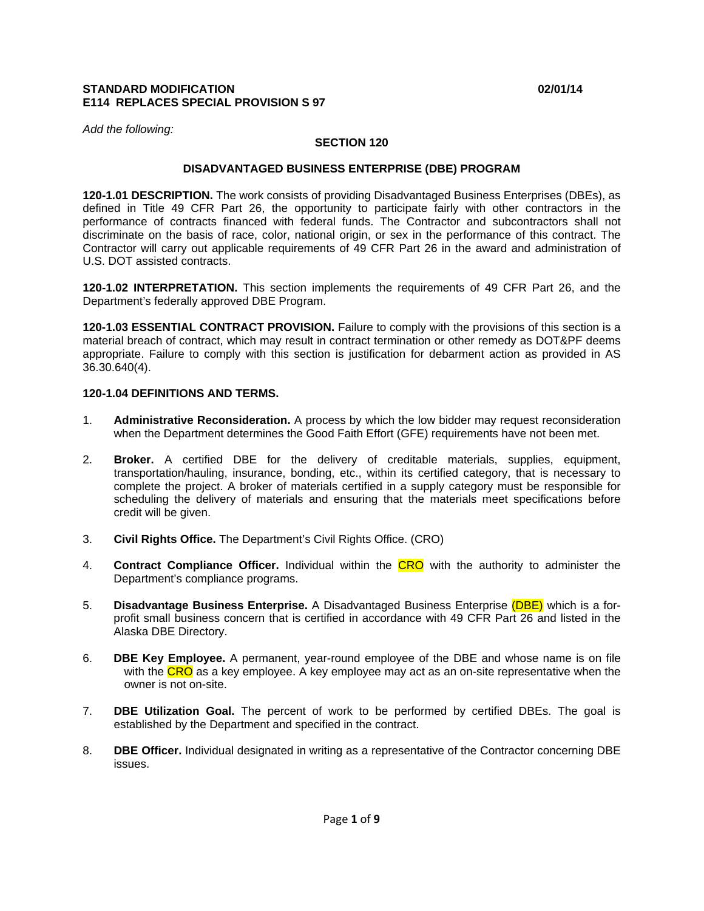**STANDARD MODIFICATION** **02/01/14**
**E114 REPLACES SPECIAL PROVISION S 97**

*Add the following:*

## SECTION 120

### DISADVANTAGED BUSINESS ENTERPRISE (DBE) PROGRAM

**120-1.01 DESCRIPTION.** The work consists of providing Disadvantaged Business Enterprises (DBEs), as defined in Title 49 CFR Part 26, the opportunity to participate fairly with other contractors in the performance of contracts financed with federal funds. The Contractor and subcontractors shall not discriminate on the basis of race, color, national origin, or sex in the performance of this contract. The Contractor will carry out applicable requirements of 49 CFR Part 26 in the award and administration of U.S. DOT assisted contracts.

**120-1.02 INTERPRETATION.** This section implements the requirements of 49 CFR Part 26, and the Department's federally approved DBE Program.

**120-1.03 ESSENTIAL CONTRACT PROVISION.** Failure to comply with the provisions of this section is a material breach of contract, which may result in contract termination or other remedy as DOT&PF deems appropriate. Failure to comply with this section is justification for debarment action as provided in AS 36.30.640(4).

**120-1.04 DEFINITIONS AND TERMS.**

1. **Administrative Reconsideration.** A process by which the low bidder may request reconsideration when the Department determines the Good Faith Effort (GFE) requirements have not been met.

2. **Broker.** A certified DBE for the delivery of creditable materials, supplies, equipment, transportation/hauling, insurance, bonding, etc., within its certified category, that is necessary to complete the project. A broker of materials certified in a supply category must be responsible for scheduling the delivery of materials and ensuring that the materials meet specifications before credit will be given.

3. **Civil Rights Office.** The Department's Civil Rights Office. (CRO)

4. **Contract Compliance Officer.** Individual within the CRO with the authority to administer the Department's compliance programs.

5. **Disadvantage Business Enterprise.** A Disadvantaged Business Enterprise (DBE) which is a for-profit small business concern that is certified in accordance with 49 CFR Part 26 and listed in the Alaska DBE Directory.

6. **DBE Key Employee.** A permanent, year-round employee of the DBE and whose name is on file with the CRO as a key employee. A key employee may act as an on-site representative when the owner is not on-site.

7. **DBE Utilization Goal.** The percent of work to be performed by certified DBEs. The goal is established by the Department and specified in the contract.

8. **DBE Officer.** Individual designated in writing as a representative of the Contractor concerning DBE issues.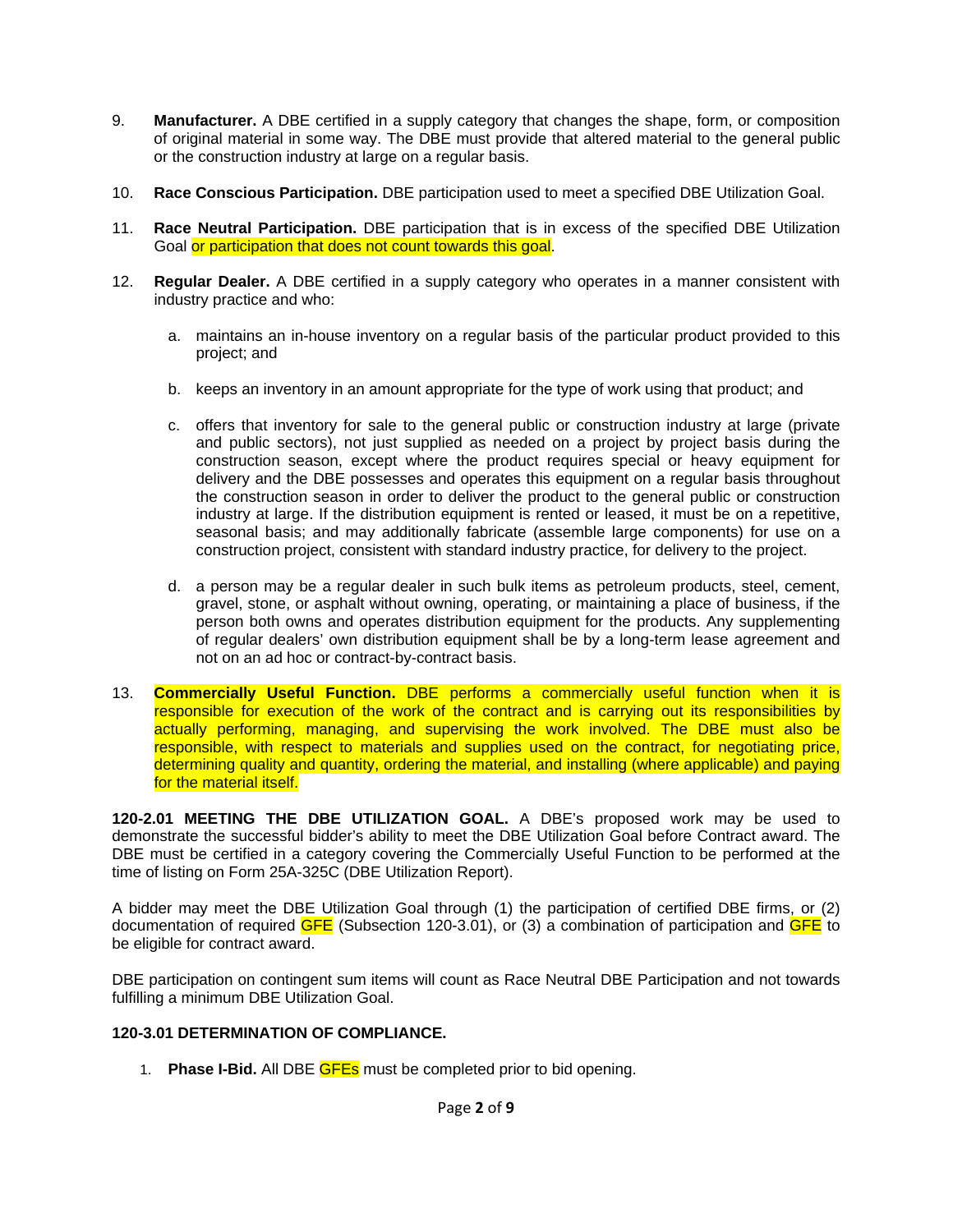9. **Manufacturer.** A DBE certified in a supply category that changes the shape, form, or composition of original material in some way. The DBE must provide that altered material to the general public or the construction industry at large on a regular basis.

10. **Race Conscious Participation.** DBE participation used to meet a specified DBE Utilization Goal.

11. **Race Neutral Participation.** DBE participation that is in excess of the specified DBE Utilization Goal or participation that does not count towards this goal.

12. **Regular Dealer.** A DBE certified in a supply category who operates in a manner consistent with industry practice and who:

    a. maintains an in-house inventory on a regular basis of the particular product provided to this project; and

    b. keeps an inventory in an amount appropriate for the type of work using that product; and

    c. offers that inventory for sale to the general public or construction industry at large (private and public sectors), not just supplied as needed on a project by project basis during the construction season, except where the product requires special or heavy equipment for delivery and the DBE possesses and operates this equipment on a regular basis throughout the construction season in order to deliver the product to the general public or construction industry at large. If the distribution equipment is rented or leased, it must be on a repetitive, seasonal basis; and may additionally fabricate (assemble large components) for use on a construction project, consistent with standard industry practice, for delivery to the project.

    d. a person may be a regular dealer in such bulk items as petroleum products, steel, cement, gravel, stone, or asphalt without owning, operating, or maintaining a place of business, if the person both owns and operates distribution equipment for the products. Any supplementing of regular dealers' own distribution equipment shall be by a long-term lease agreement and not on an ad hoc or contract-by-contract basis.

13. **Commercially Useful Function.** DBE performs a commercially useful function when it is responsible for execution of the work of the contract and is carrying out its responsibilities by actually performing, managing, and supervising the work involved. The DBE must also be responsible, with respect to materials and supplies used on the contract, for negotiating price, determining quality and quantity, ordering the material, and installing (where applicable) and paying for the material itself.

**120-2.01 MEETING THE DBE UTILIZATION GOAL.** A DBE's proposed work may be used to demonstrate the successful bidder's ability to meet the DBE Utilization Goal before Contract award. The DBE must be certified in a category covering the Commercially Useful Function to be performed at the time of listing on Form 25A-325C (DBE Utilization Report).

A bidder may meet the DBE Utilization Goal through (1) the participation of certified DBE firms, or (2) documentation of required GFE (Subsection 120-3.01), or (3) a combination of participation and GFE to be eligible for contract award.

DBE participation on contingent sum items will count as Race Neutral DBE Participation and not towards fulfilling a minimum DBE Utilization Goal.

**120-3.01 DETERMINATION OF COMPLIANCE.**

1. **Phase I-Bid.** All DBE GFEs must be completed prior to bid opening.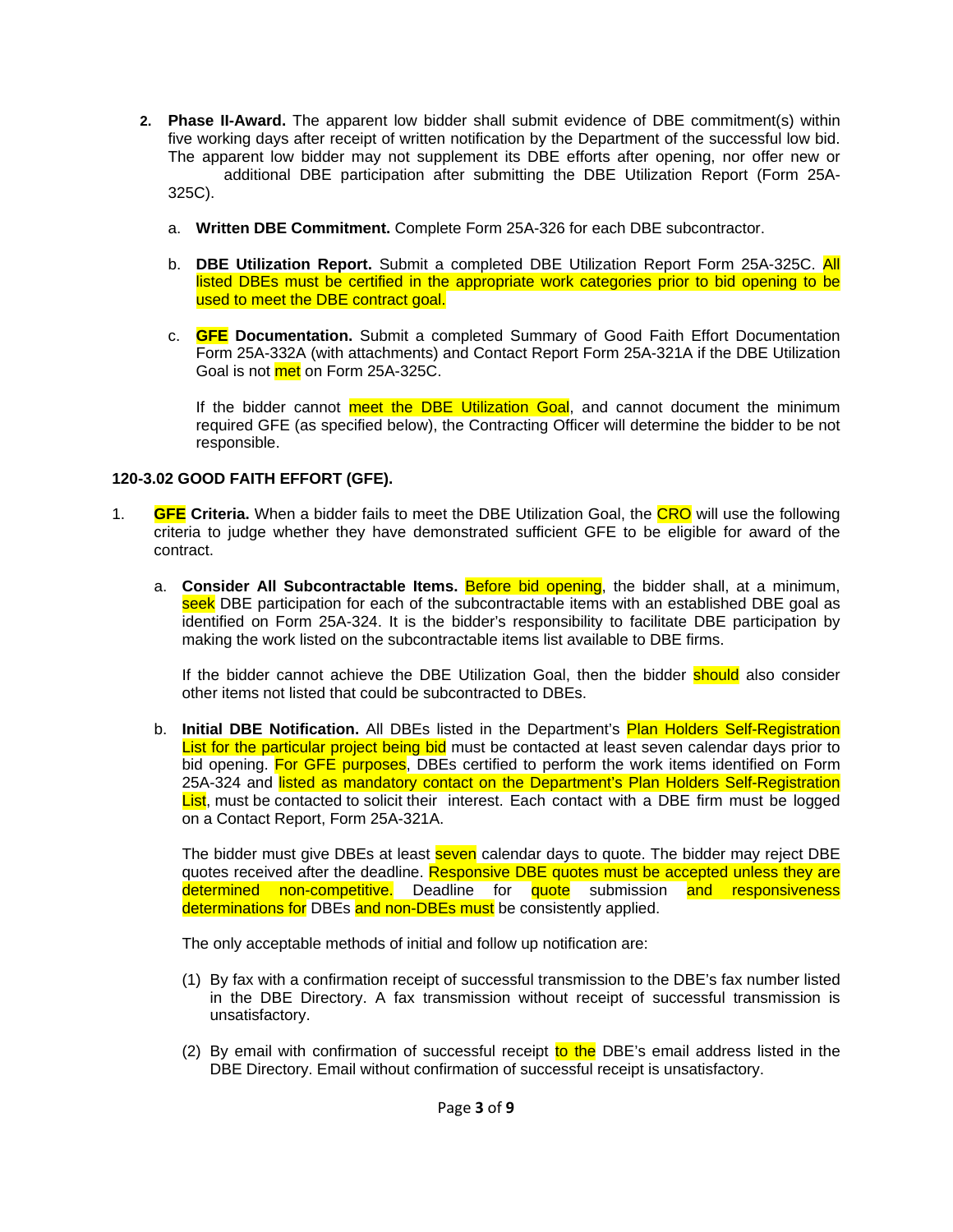2. **Phase II-Award.** The apparent low bidder shall submit evidence of DBE commitment(s) within five working days after receipt of written notification by the Department of the successful low bid. The apparent low bidder may not supplement its DBE efforts after opening, nor offer new or additional DBE participation after submitting the DBE Utilization Report (Form 25A-325C).

   a. **Written DBE Commitment.** Complete Form 25A-326 for each DBE subcontractor.

   b. **DBE Utilization Report.** Submit a completed DBE Utilization Report Form 25A-325C. All listed DBEs must be certified in the appropriate work categories prior to bid opening to be used to meet the DBE contract goal.

   c. **GFE Documentation.** Submit a completed Summary of Good Faith Effort Documentation Form 25A-332A (with attachments) and Contact Report Form 25A-321A if the DBE Utilization Goal is not met on Form 25A-325C.

      If the bidder cannot meet the DBE Utilization Goal, and cannot document the minimum required GFE (as specified below), the Contracting Officer will determine the bidder to be not responsible.

**120-3.02 GOOD FAITH EFFORT (GFE).**

1. **GFE Criteria.** When a bidder fails to meet the DBE Utilization Goal, the CRO will use the following criteria to judge whether they have demonstrated sufficient GFE to be eligible for award of the contract.

   a. **Consider All Subcontractable Items.** Before bid opening, the bidder shall, at a minimum, seek DBE participation for each of the subcontractable items with an established DBE goal as identified on Form 25A-324. It is the bidder's responsibility to facilitate DBE participation by making the work listed on the subcontractable items list available to DBE firms.

      If the bidder cannot achieve the DBE Utilization Goal, then the bidder should also consider other items not listed that could be subcontracted to DBEs.

   b. **Initial DBE Notification.** All DBEs listed in the Department's Plan Holders Self-Registration List for the particular project being bid must be contacted at least seven calendar days prior to bid opening. For GFE purposes, DBEs certified to perform the work items identified on Form 25A-324 and listed as mandatory contact on the Department's Plan Holders Self-Registration List, must be contacted to solicit their interest. Each contact with a DBE firm must be logged on a Contact Report, Form 25A-321A.

      The bidder must give DBEs at least seven calendar days to quote. The bidder may reject DBE quotes received after the deadline. Responsive DBE quotes must be accepted unless they are determined non-competitive. Deadline for quote submission and responsiveness determinations for DBEs and non-DBEs must be consistently applied.

      The only acceptable methods of initial and follow up notification are:

      (1) By fax with a confirmation receipt of successful transmission to the DBE's fax number listed in the DBE Directory. A fax transmission without receipt of successful transmission is unsatisfactory.

      (2) By email with confirmation of successful receipt to the DBE's email address listed in the DBE Directory. Email without confirmation of successful receipt is unsatisfactory.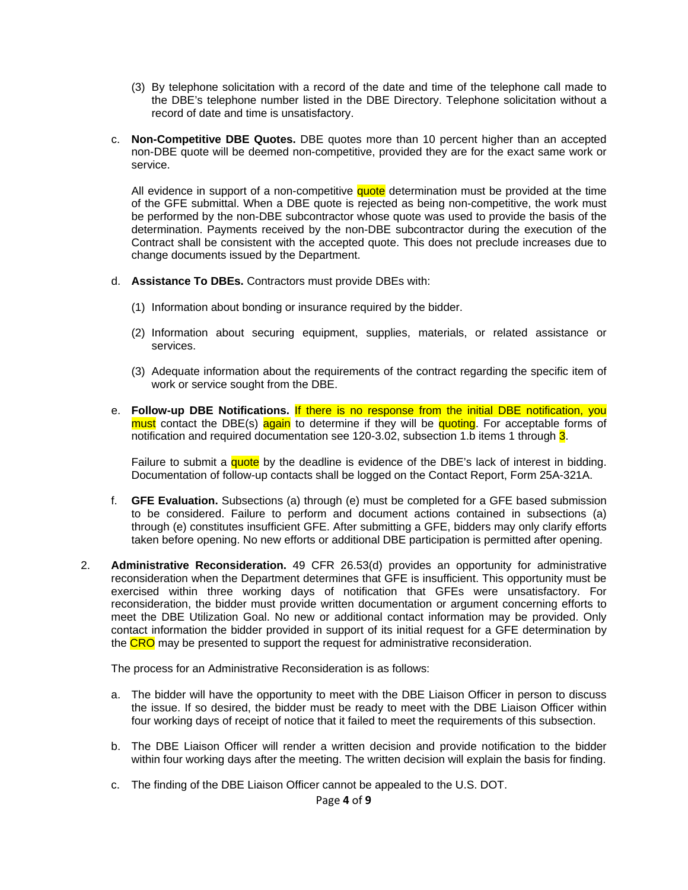(3) By telephone solicitation with a record of the date and time of the telephone call made to the DBE's telephone number listed in the DBE Directory. Telephone solicitation without a record of date and time is unsatisfactory.

c. **Non-Competitive DBE Quotes.** DBE quotes more than 10 percent higher than an accepted non-DBE quote will be deemed non-competitive, provided they are for the exact same work or service.

   All evidence in support of a non-competitive quote determination must be provided at the time of the GFE submittal. When a DBE quote is rejected as being non-competitive, the work must be performed by the non-DBE subcontractor whose quote was used to provide the basis of the determination. Payments received by the non-DBE subcontractor during the execution of the Contract shall be consistent with the accepted quote. This does not preclude increases due to change documents issued by the Department.

d. **Assistance To DBEs.** Contractors must provide DBEs with:

   (1) Information about bonding or insurance required by the bidder.

   (2) Information about securing equipment, supplies, materials, or related assistance or services.

   (3) Adequate information about the requirements of the contract regarding the specific item of work or service sought from the DBE.

e. **Follow-up DBE Notifications.** If there is no response from the initial DBE notification, you must contact the DBE(s) again to determine if they will be quoting. For acceptable forms of notification and required documentation see 120-3.02, subsection 1.b items 1 through 3.

   Failure to submit a quote by the deadline is evidence of the DBE's lack of interest in bidding. Documentation of follow-up contacts shall be logged on the Contact Report, Form 25A-321A.

f. **GFE Evaluation.** Subsections (a) through (e) must be completed for a GFE based submission to be considered. Failure to perform and document actions contained in subsections (a) through (e) constitutes insufficient GFE. After submitting a GFE, bidders may only clarify efforts taken before opening. No new efforts or additional DBE participation is permitted after opening.

2. **Administrative Reconsideration.** 49 CFR 26.53(d) provides an opportunity for administrative reconsideration when the Department determines that GFE is insufficient. This opportunity must be exercised within three working days of notification that GFEs were unsatisfactory. For reconsideration, the bidder must provide written documentation or argument concerning efforts to meet the DBE Utilization Goal. No new or additional contact information may be provided. Only contact information the bidder provided in support of its initial request for a GFE determination by the CRO may be presented to support the request for administrative reconsideration.

   The process for an Administrative Reconsideration is as follows:

   a. The bidder will have the opportunity to meet with the DBE Liaison Officer in person to discuss the issue. If so desired, the bidder must be ready to meet with the DBE Liaison Officer within four working days of receipt of notice that it failed to meet the requirements of this subsection.

   b. The DBE Liaison Officer will render a written decision and provide notification to the bidder within four working days after the meeting. The written decision will explain the basis for finding.

   c. The finding of the DBE Liaison Officer cannot be appealed to the U.S. DOT.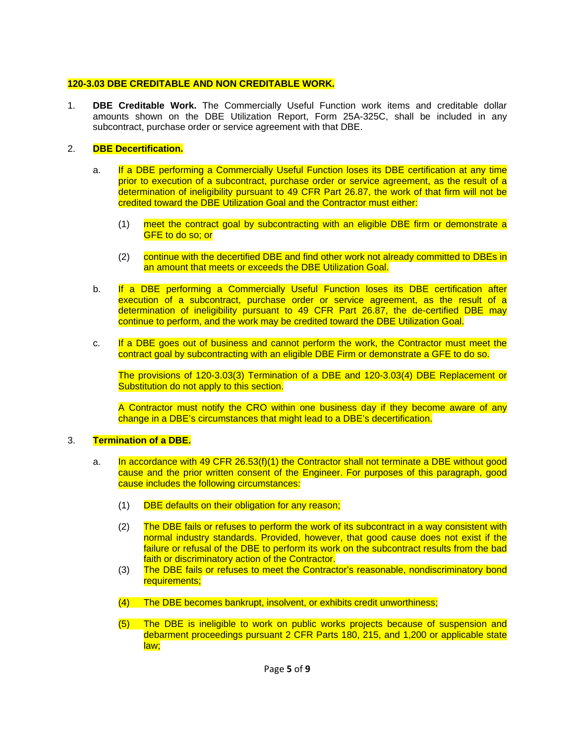## 120-3.03 DBE CREDITABLE AND NON CREDITABLE WORK.

1. **DBE Creditable Work.** The Commercially Useful Function work items and creditable dollar amounts shown on the DBE Utilization Report, Form 25A-325C, shall be included in any subcontract, purchase order or service agreement with that DBE.

2. **DBE Decertification.**

   a. If a DBE performing a Commercially Useful Function loses its DBE certification at any time prior to execution of a subcontract, purchase order or service agreement, as the result of a determination of ineligibility pursuant to 49 CFR Part 26.87, the work of that firm will not be credited toward the DBE Utilization Goal and the Contractor must either:

      (1) meet the contract goal by subcontracting with an eligible DBE firm or demonstrate a GFE to do so; or

      (2) continue with the decertified DBE and find other work not already committed to DBEs in an amount that meets or exceeds the DBE Utilization Goal.

   b. If a DBE performing a Commercially Useful Function loses its DBE certification after execution of a subcontract, purchase order or service agreement, as the result of a determination of ineligibility pursuant to 49 CFR Part 26.87, the de-certified DBE may continue to perform, and the work may be credited toward the DBE Utilization Goal.

   c. If a DBE goes out of business and cannot perform the work, the Contractor must meet the contract goal by subcontracting with an eligible DBE Firm or demonstrate a GFE to do so.

      The provisions of 120-3.03(3) Termination of a DBE and 120-3.03(4) DBE Replacement or Substitution do not apply to this section.

      A Contractor must notify the CRO within one business day if they become aware of any change in a DBE's circumstances that might lead to a DBE's decertification.

3. **Termination of a DBE.**

   a. In accordance with 49 CFR 26.53(f)(1) the Contractor shall not terminate a DBE without good cause and the prior written consent of the Engineer. For purposes of this paragraph, good cause includes the following circumstances:

      (1) DBE defaults on their obligation for any reason;

      (2) The DBE fails or refuses to perform the work of its subcontract in a way consistent with normal industry standards. Provided, however, that good cause does not exist if the failure or refusal of the DBE to perform its work on the subcontract results from the bad faith or discriminatory action of the Contractor.

      (3) The DBE fails or refuses to meet the Contractor's reasonable, nondiscriminatory bond requirements;

      (4) The DBE becomes bankrupt, insolvent, or exhibits credit unworthiness;

      (5) The DBE is ineligible to work on public works projects because of suspension and debarment proceedings pursuant 2 CFR Parts 180, 215, and 1,200 or applicable state law;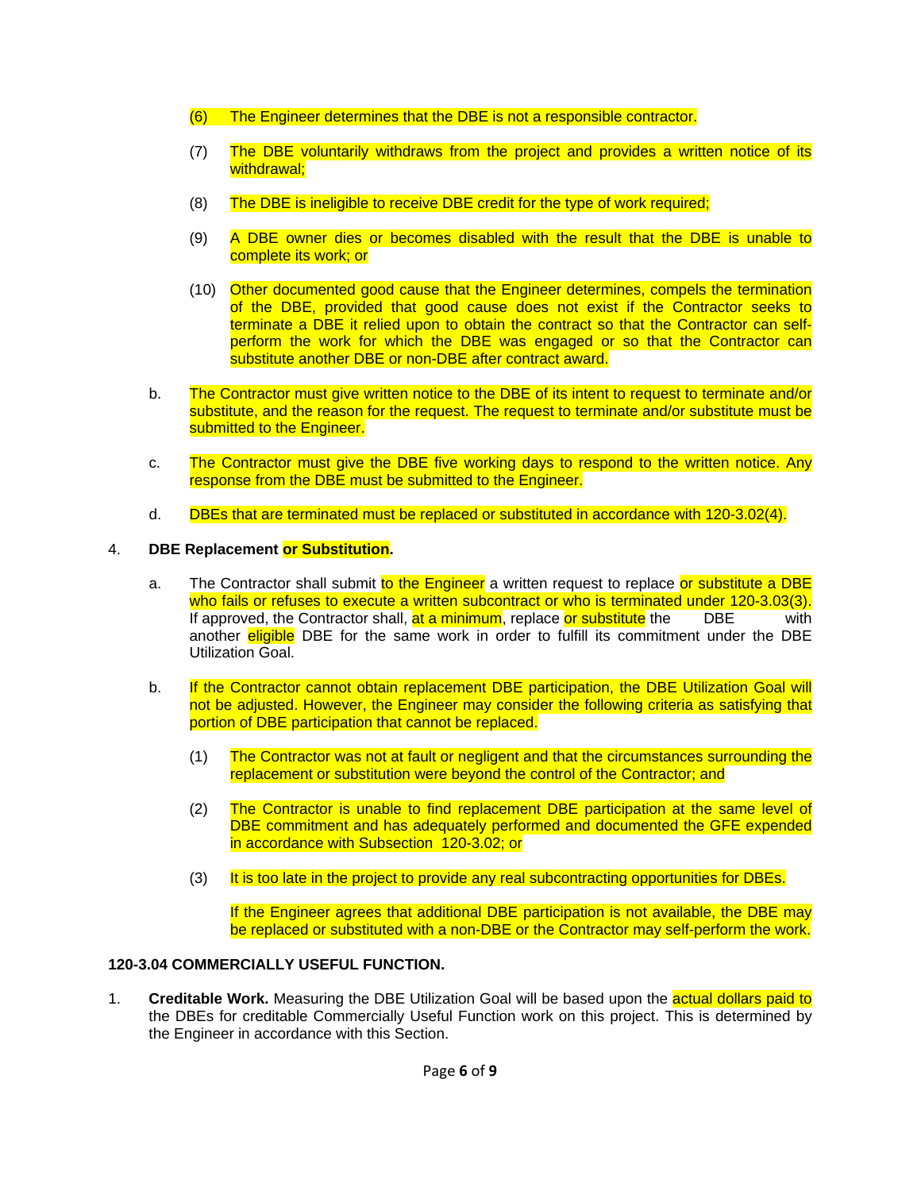(6) The Engineer determines that the DBE is not a responsible contractor.

(7) The DBE voluntarily withdraws from the project and provides a written notice of its withdrawal;

(8) The DBE is ineligible to receive DBE credit for the type of work required;

(9) A DBE owner dies or becomes disabled with the result that the DBE is unable to complete its work; or

(10) Other documented good cause that the Engineer determines, compels the termination of the DBE, provided that good cause does not exist if the Contractor seeks to terminate a DBE it relied upon to obtain the contract so that the Contractor can self-perform the work for which the DBE was engaged or so that the Contractor can substitute another DBE or non-DBE after contract award.

b. The Contractor must give written notice to the DBE of its intent to request to terminate and/or substitute, and the reason for the request. The request to terminate and/or substitute must be submitted to the Engineer.

c. The Contractor must give the DBE five working days to respond to the written notice. Any response from the DBE must be submitted to the Engineer.

d. DBEs that are terminated must be replaced or substituted in accordance with 120-3.02(4).

4. **DBE Replacement or Substitution.**

a. The Contractor shall submit to the Engineer a written request to replace or substitute a DBE who fails or refuses to execute a written subcontract or who is terminated under 120-3.03(3). If approved, the Contractor shall, at a minimum, replace or substitute the DBE with another eligible DBE for the same work in order to fulfill its commitment under the DBE Utilization Goal.

b. If the Contractor cannot obtain replacement DBE participation, the DBE Utilization Goal will not be adjusted. However, the Engineer may consider the following criteria as satisfying that portion of DBE participation that cannot be replaced.

(1) The Contractor was not at fault or negligent and that the circumstances surrounding the replacement or substitution were beyond the control of the Contractor; and

(2) The Contractor is unable to find replacement DBE participation at the same level of DBE commitment and has adequately performed and documented the GFE expended in accordance with Subsection 120-3.02; or

(3) It is too late in the project to provide any real subcontracting opportunities for DBEs.

If the Engineer agrees that additional DBE participation is not available, the DBE may be replaced or substituted with a non-DBE or the Contractor may self-perform the work.

**120-3.04 COMMERCIALLY USEFUL FUNCTION.**

1. **Creditable Work.** Measuring the DBE Utilization Goal will be based upon the actual dollars paid to the DBEs for creditable Commercially Useful Function work on this project. This is determined by the Engineer in accordance with this Section.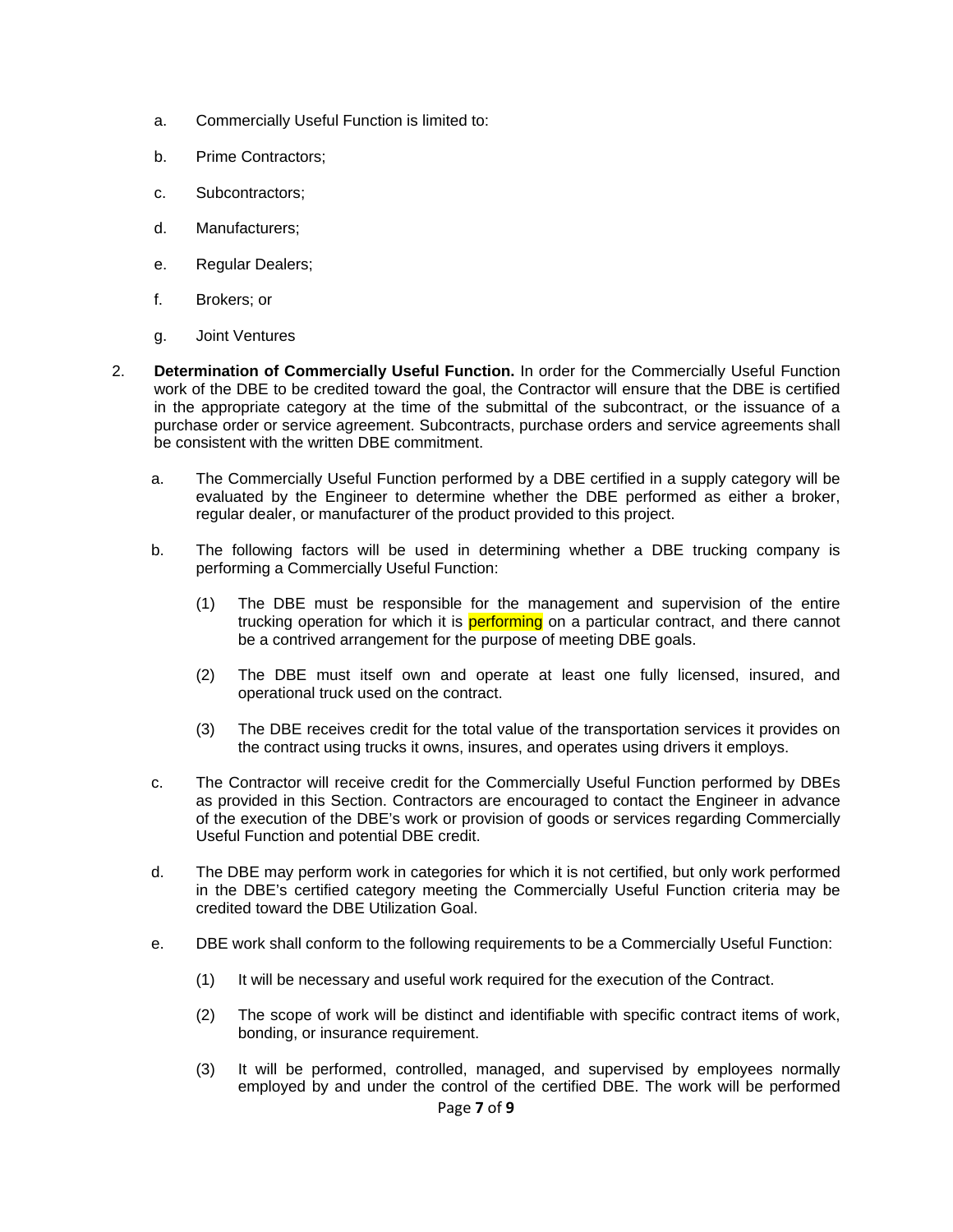a. Commercially Useful Function is limited to:

b. Prime Contractors;

c. Subcontractors;

d. Manufacturers;

e. Regular Dealers;

f. Brokers; or

g. Joint Ventures

2. **Determination of Commercially Useful Function.** In order for the Commercially Useful Function work of the DBE to be credited toward the goal, the Contractor will ensure that the DBE is certified in the appropriate category at the time of the submittal of the subcontract, or the issuance of a purchase order or service agreement. Subcontracts, purchase orders and service agreements shall be consistent with the written DBE commitment.

   a. The Commercially Useful Function performed by a DBE certified in a supply category will be evaluated by the Engineer to determine whether the DBE performed as either a broker, regular dealer, or manufacturer of the product provided to this project.

   b. The following factors will be used in determining whether a DBE trucking company is performing a Commercially Useful Function:

      (1) The DBE must be responsible for the management and supervision of the entire trucking operation for which it is performing on a particular contract, and there cannot be a contrived arrangement for the purpose of meeting DBE goals.

      (2) The DBE must itself own and operate at least one fully licensed, insured, and operational truck used on the contract.

      (3) The DBE receives credit for the total value of the transportation services it provides on the contract using trucks it owns, insures, and operates using drivers it employs.

   c. The Contractor will receive credit for the Commercially Useful Function performed by DBEs as provided in this Section. Contractors are encouraged to contact the Engineer in advance of the execution of the DBE's work or provision of goods or services regarding Commercially Useful Function and potential DBE credit.

   d. The DBE may perform work in categories for which it is not certified, but only work performed in the DBE's certified category meeting the Commercially Useful Function criteria may be credited toward the DBE Utilization Goal.

   e. DBE work shall conform to the following requirements to be a Commercially Useful Function:

      (1) It will be necessary and useful work required for the execution of the Contract.

      (2) The scope of work will be distinct and identifiable with specific contract items of work, bonding, or insurance requirement.

      (3) It will be performed, controlled, managed, and supervised by employees normally employed by and under the control of the certified DBE. The work will be performed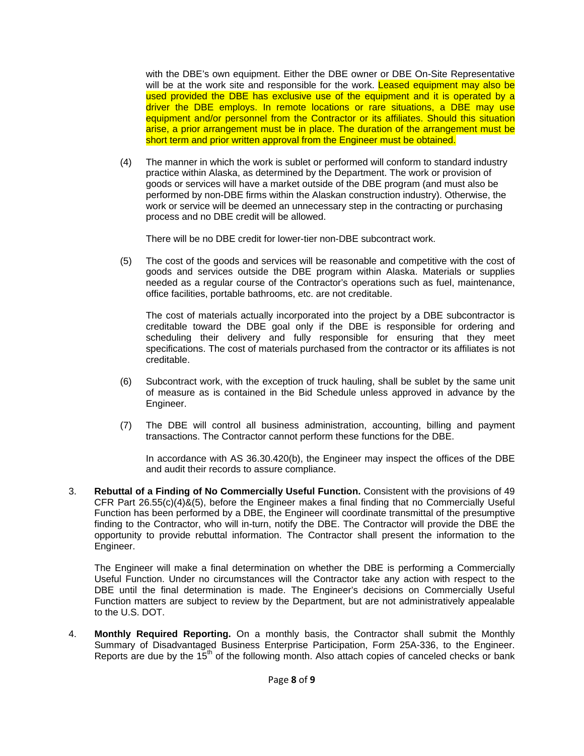with the DBE's own equipment. Either the DBE owner or DBE On-Site Representative will be at the work site and responsible for the work. Leased equipment may also be used provided the DBE has exclusive use of the equipment and it is operated by a driver the DBE employs. In remote locations or rare situations, a DBE may use equipment and/or personnel from the Contractor or its affiliates. Should this situation arise, a prior arrangement must be in place. The duration of the arrangement must be short term and prior written approval from the Engineer must be obtained.

(4) The manner in which the work is sublet or performed will conform to standard industry practice within Alaska, as determined by the Department. The work or provision of goods or services will have a market outside of the DBE program (and must also be performed by non-DBE firms within the Alaskan construction industry). Otherwise, the work or service will be deemed an unnecessary step in the contracting or purchasing process and no DBE credit will be allowed.

    There will be no DBE credit for lower-tier non-DBE subcontract work.

(5) The cost of the goods and services will be reasonable and competitive with the cost of goods and services outside the DBE program within Alaska. Materials or supplies needed as a regular course of the Contractor's operations such as fuel, maintenance, office facilities, portable bathrooms, etc. are not creditable.

    The cost of materials actually incorporated into the project by a DBE subcontractor is creditable toward the DBE goal only if the DBE is responsible for ordering and scheduling their delivery and fully responsible for ensuring that they meet specifications. The cost of materials purchased from the contractor or its affiliates is not creditable.

(6) Subcontract work, with the exception of truck hauling, shall be sublet by the same unit of measure as is contained in the Bid Schedule unless approved in advance by the Engineer.

(7) The DBE will control all business administration, accounting, billing and payment transactions. The Contractor cannot perform these functions for the DBE.

    In accordance with AS 36.30.420(b), the Engineer may inspect the offices of the DBE and audit their records to assure compliance.

3. **Rebuttal of a Finding of No Commercially Useful Function.** Consistent with the provisions of 49 CFR Part 26.55(c)(4)&(5), before the Engineer makes a final finding that no Commercially Useful Function has been performed by a DBE, the Engineer will coordinate transmittal of the presumptive finding to the Contractor, who will in-turn, notify the DBE. The Contractor will provide the DBE the opportunity to provide rebuttal information. The Contractor shall present the information to the Engineer.

   The Engineer will make a final determination on whether the DBE is performing a Commercially Useful Function. Under no circumstances will the Contractor take any action with respect to the DBE until the final determination is made. The Engineer's decisions on Commercially Useful Function matters are subject to review by the Department, but are not administratively appealable to the U.S. DOT.

4. **Monthly Required Reporting.** On a monthly basis, the Contractor shall submit the Monthly Summary of Disadvantaged Business Enterprise Participation, Form 25A-336, to the Engineer. Reports are due by the 15th of the following month. Also attach copies of canceled checks or bank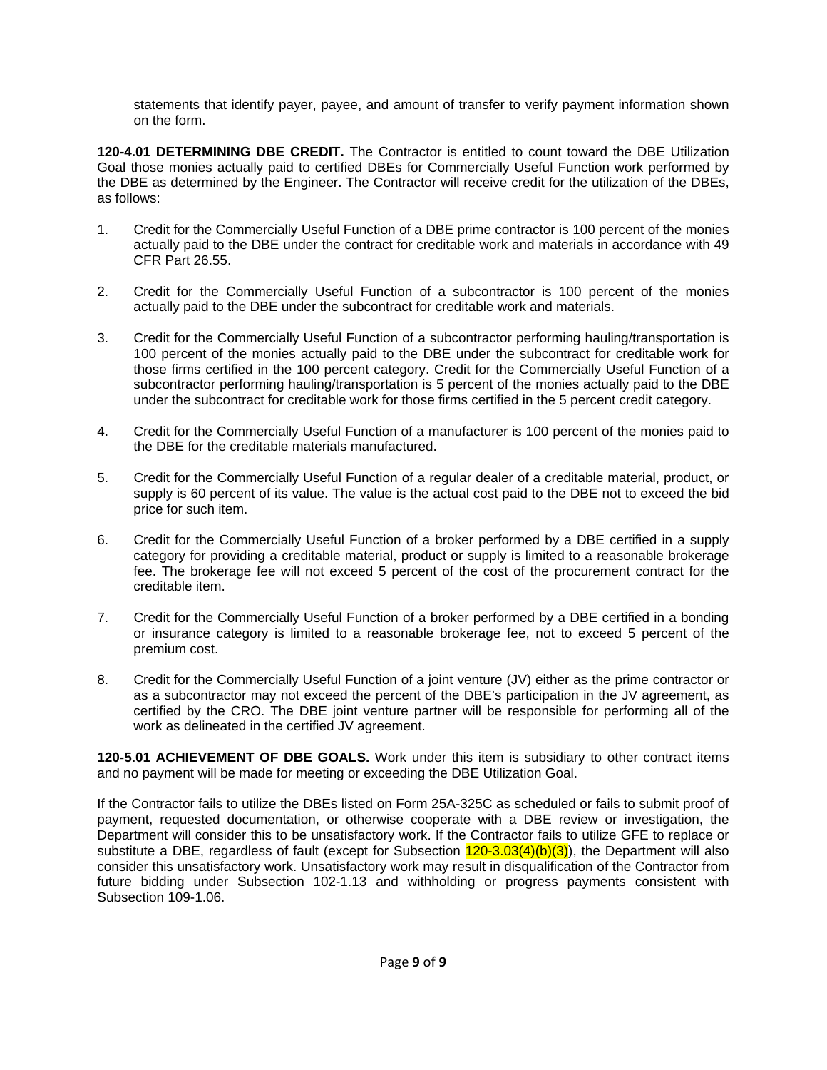statements that identify payer, payee, and amount of transfer to verify payment information shown on the form.

**120-4.01 DETERMINING DBE CREDIT.** The Contractor is entitled to count toward the DBE Utilization Goal those monies actually paid to certified DBEs for Commercially Useful Function work performed by the DBE as determined by the Engineer. The Contractor will receive credit for the utilization of the DBEs, as follows:

1. Credit for the Commercially Useful Function of a DBE prime contractor is 100 percent of the monies actually paid to the DBE under the contract for creditable work and materials in accordance with 49 CFR Part 26.55.

2. Credit for the Commercially Useful Function of a subcontractor is 100 percent of the monies actually paid to the DBE under the subcontract for creditable work and materials.

3. Credit for the Commercially Useful Function of a subcontractor performing hauling/transportation is 100 percent of the monies actually paid to the DBE under the subcontract for creditable work for those firms certified in the 100 percent category. Credit for the Commercially Useful Function of a subcontractor performing hauling/transportation is 5 percent of the monies actually paid to the DBE under the subcontract for creditable work for those firms certified in the 5 percent credit category.

4. Credit for the Commercially Useful Function of a manufacturer is 100 percent of the monies paid to the DBE for the creditable materials manufactured.

5. Credit for the Commercially Useful Function of a regular dealer of a creditable material, product, or supply is 60 percent of its value. The value is the actual cost paid to the DBE not to exceed the bid price for such item.

6. Credit for the Commercially Useful Function of a broker performed by a DBE certified in a supply category for providing a creditable material, product or supply is limited to a reasonable brokerage fee. The brokerage fee will not exceed 5 percent of the cost of the procurement contract for the creditable item.

7. Credit for the Commercially Useful Function of a broker performed by a DBE certified in a bonding or insurance category is limited to a reasonable brokerage fee, not to exceed 5 percent of the premium cost.

8. Credit for the Commercially Useful Function of a joint venture (JV) either as the prime contractor or as a subcontractor may not exceed the percent of the DBE's participation in the JV agreement, as certified by the CRO. The DBE joint venture partner will be responsible for performing all of the work as delineated in the certified JV agreement.

**120-5.01 ACHIEVEMENT OF DBE GOALS.** Work under this item is subsidiary to other contract items and no payment will be made for meeting or exceeding the DBE Utilization Goal.

If the Contractor fails to utilize the DBEs listed on Form 25A-325C as scheduled or fails to submit proof of payment, requested documentation, or otherwise cooperate with a DBE review or investigation, the Department will consider this to be unsatisfactory work. If the Contractor fails to utilize GFE to replace or substitute a DBE, regardless of fault (except for Subsection 120-3.03(4)(b)(3)), the Department will also consider this unsatisfactory work. Unsatisfactory work may result in disqualification of the Contractor from future bidding under Subsection 102-1.13 and withholding or progress payments consistent with Subsection 109-1.06.